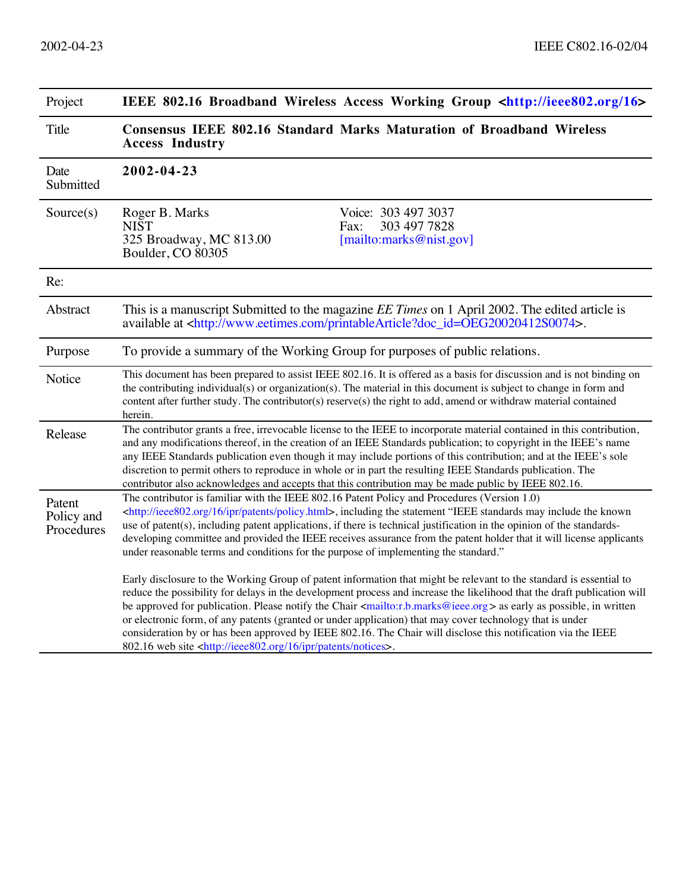| Project | **IEEE 802.16 Broadband Wireless Access Working Group <http://ieee802.org/16>** |
|---|---|
| Title | **Consensus IEEE 802.16 Standard Marks Maturation of Broadband Wireless Access Industry** |
| Date Submitted | **2002-04-23** |
| Source(s) | Roger B. Marks<br>NIST<br>325 Broadway, MC 813.00<br>Boulder, CO 80305<br><br>Voice: 303 497 3037<br>Fax: 303 497 7828<br>[mailto:marks@nist.gov] |
| Re: | |
| Abstract | This is a manuscript Submitted to the magazine *EE Times* on 1 April 2002. The edited article is available at <http://www.eetimes.com/printableArticle?doc_id=OEG20020412S0074>. |
| Purpose | To provide a summary of the Working Group for purposes of public relations. |
| Notice | This document has been prepared to assist IEEE 802.16. It is offered as a basis for discussion and is not binding on the contributing individual(s) or organization(s). The material in this document is subject to change in form and content after further study. The contributor(s) reserve(s) the right to add, amend or withdraw material contained herein. |
| Release | The contributor grants a free, irrevocable license to the IEEE to incorporate material contained in this contribution, and any modifications thereof, in the creation of an IEEE Standards publication; to copyright in the IEEE's name any IEEE Standards publication even though it may include portions of this contribution; and at the IEEE's sole discretion to permit others to reproduce in whole or in part the resulting IEEE Standards publication. The contributor also acknowledges and accepts that this contribution may be made public by IEEE 802.16. |
| Patent Policy and Procedures | The contributor is familiar with the IEEE 802.16 Patent Policy and Procedures (Version 1.0) <http://ieee802.org/16/ipr/patents/policy.html>, including the statement "IEEE standards may include the known use of patent(s), including patent applications, if there is technical justification in the opinion of the standards-developing committee and provided the IEEE receives assurance from the patent holder that it will license applicants under reasonable terms and conditions for the purpose of implementing the standard."<br><br>Early disclosure to the Working Group of patent information that might be relevant to the standard is essential to reduce the possibility for delays in the development process and increase the likelihood that the draft publication will be approved for publication. Please notify the Chair <mailto:r.b.marks@ieee.org> as early as possible, in written or electronic form, of any patents (granted or under application) that may cover technology that is under consideration by or has been approved by IEEE 802.16. The Chair will disclose this notification via the IEEE 802.16 web site <http://ieee802.org/16/ipr/patents/notices>. |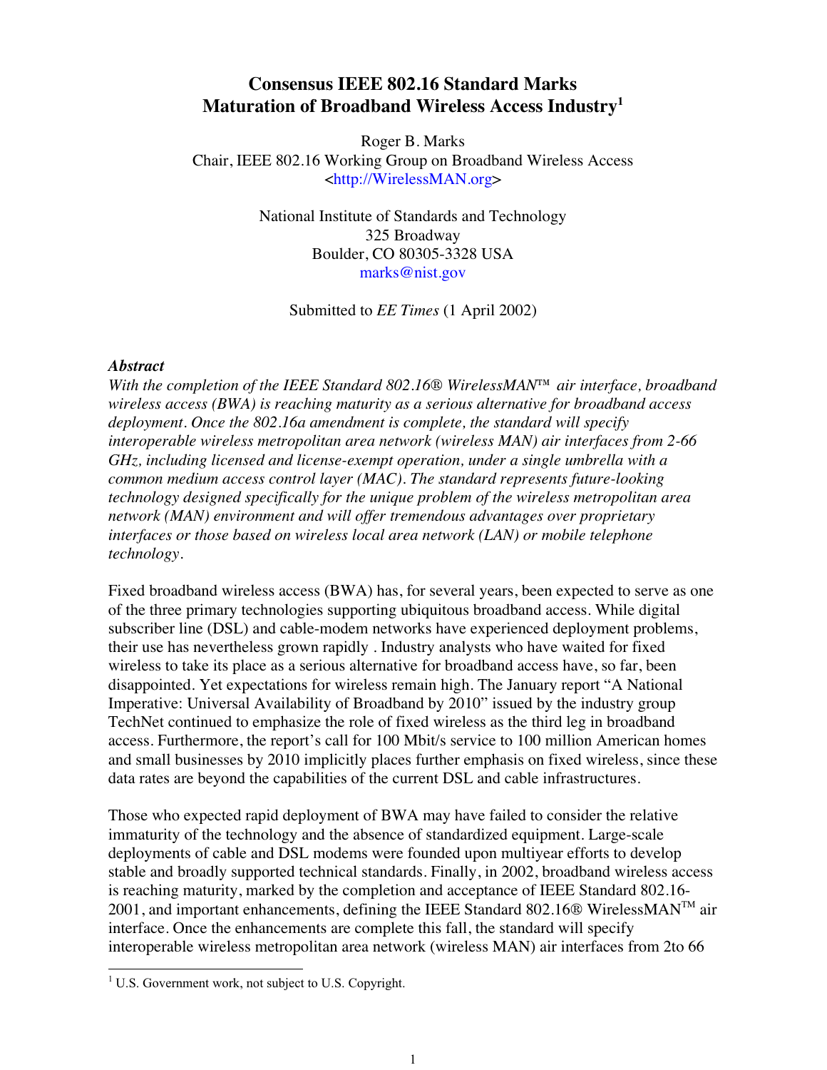# Consensus IEEE 802.16 Standard Marks Maturation of Broadband Wireless Access Industry[1]

Roger B. Marks
Chair, IEEE 802.16 Working Group on Broadband Wireless Access
<http://WirelessMAN.org>

National Institute of Standards and Technology
325 Broadway
Boulder, CO 80305-3328 USA
marks@nist.gov

Submitted to *EE Times* (1 April 2002)

### *Abstract*

*With the completion of the IEEE Standard 802.16® WirelessMAN™ air interface, broadband wireless access (BWA) is reaching maturity as a serious alternative for broadband access deployment. Once the 802.16a amendment is complete, the standard will specify interoperable wireless metropolitan area network (wireless MAN) air interfaces from 2-66 GHz, including licensed and license-exempt operation, under a single umbrella with a common medium access control layer (MAC). The standard represents future-looking technology designed specifically for the unique problem of the wireless metropolitan area network (MAN) environment and will offer tremendous advantages over proprietary interfaces or those based on wireless local area network (LAN) or mobile telephone technology.*

Fixed broadband wireless access (BWA) has, for several years, been expected to serve as one of the three primary technologies supporting ubiquitous broadband access. While digital subscriber line (DSL) and cable-modem networks have experienced deployment problems, their use has nevertheless grown rapidly . Industry analysts who have waited for fixed wireless to take its place as a serious alternative for broadband access have, so far, been disappointed. Yet expectations for wireless remain high. The January report "A National Imperative: Universal Availability of Broadband by 2010" issued by the industry group TechNet continued to emphasize the role of fixed wireless as the third leg in broadband access. Furthermore, the report's call for 100 Mbit/s service to 100 million American homes and small businesses by 2010 implicitly places further emphasis on fixed wireless, since these data rates are beyond the capabilities of the current DSL and cable infrastructures.

Those who expected rapid deployment of BWA may have failed to consider the relative immaturity of the technology and the absence of standardized equipment. Large-scale deployments of cable and DSL modems were founded upon multiyear efforts to develop stable and broadly supported technical standards. Finally, in 2002, broadband wireless access is reaching maturity, marked by the completion and acceptance of IEEE Standard 802.16-2001, and important enhancements, defining the IEEE Standard 802.16® WirelessMAN™ air interface. Once the enhancements are complete this fall, the standard will specify interoperable wireless metropolitan area network (wireless MAN) air interfaces from 2to 66

[1] U.S. Government work, not subject to U.S. Copyright.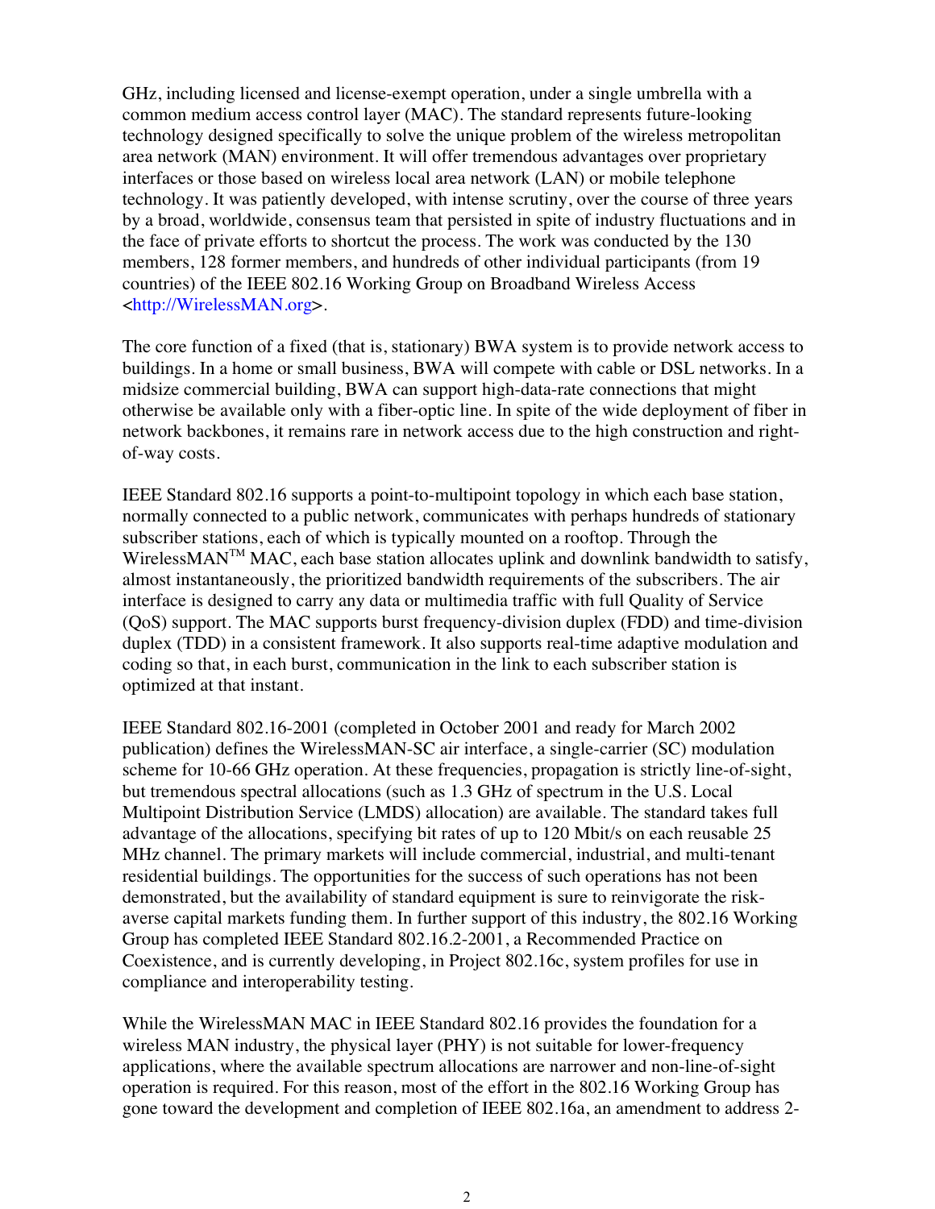GHz, including licensed and license-exempt operation, under a single umbrella with a common medium access control layer (MAC). The standard represents future-looking technology designed specifically to solve the unique problem of the wireless metropolitan area network (MAN) environment. It will offer tremendous advantages over proprietary interfaces or those based on wireless local area network (LAN) or mobile telephone technology. It was patiently developed, with intense scrutiny, over the course of three years by a broad, worldwide, consensus team that persisted in spite of industry fluctuations and in the face of private efforts to shortcut the process. The work was conducted by the 130 members, 128 former members, and hundreds of other individual participants (from 19 countries) of the IEEE 802.16 Working Group on Broadband Wireless Access <http://WirelessMAN.org>.

The core function of a fixed (that is, stationary) BWA system is to provide network access to buildings. In a home or small business, BWA will compete with cable or DSL networks. In a midsize commercial building, BWA can support high-data-rate connections that might otherwise be available only with a fiber-optic line. In spite of the wide deployment of fiber in network backbones, it remains rare in network access due to the high construction and right-of-way costs.

IEEE Standard 802.16 supports a point-to-multipoint topology in which each base station, normally connected to a public network, communicates with perhaps hundreds of stationary subscriber stations, each of which is typically mounted on a rooftop. Through the WirelessMAN™ MAC, each base station allocates uplink and downlink bandwidth to satisfy, almost instantaneously, the prioritized bandwidth requirements of the subscribers. The air interface is designed to carry any data or multimedia traffic with full Quality of Service (QoS) support. The MAC supports burst frequency-division duplex (FDD) and time-division duplex (TDD) in a consistent framework. It also supports real-time adaptive modulation and coding so that, in each burst, communication in the link to each subscriber station is optimized at that instant.

IEEE Standard 802.16-2001 (completed in October 2001 and ready for March 2002 publication) defines the WirelessMAN-SC air interface, a single-carrier (SC) modulation scheme for 10-66 GHz operation. At these frequencies, propagation is strictly line-of-sight, but tremendous spectral allocations (such as 1.3 GHz of spectrum in the U.S. Local Multipoint Distribution Service (LMDS) allocation) are available. The standard takes full advantage of the allocations, specifying bit rates of up to 120 Mbit/s on each reusable 25 MHz channel. The primary markets will include commercial, industrial, and multi-tenant residential buildings. The opportunities for the success of such operations has not been demonstrated, but the availability of standard equipment is sure to reinvigorate the risk-averse capital markets funding them. In further support of this industry, the 802.16 Working Group has completed IEEE Standard 802.16.2-2001, a Recommended Practice on Coexistence, and is currently developing, in Project 802.16c, system profiles for use in compliance and interoperability testing.

While the WirelessMAN MAC in IEEE Standard 802.16 provides the foundation for a wireless MAN industry, the physical layer (PHY) is not suitable for lower-frequency applications, where the available spectrum allocations are narrower and non-line-of-sight operation is required. For this reason, most of the effort in the 802.16 Working Group has gone toward the development and completion of IEEE 802.16a, an amendment to address 2-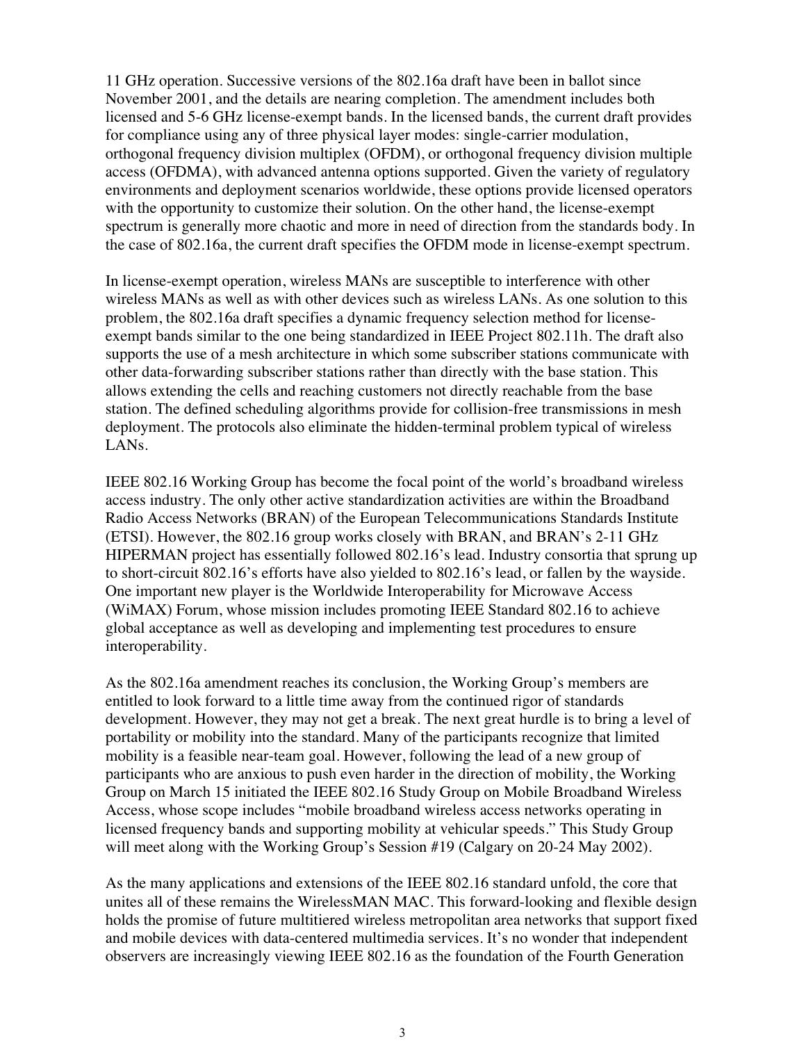11 GHz operation. Successive versions of the 802.16a draft have been in ballot since November 2001, and the details are nearing completion. The amendment includes both licensed and 5-6 GHz license-exempt bands. In the licensed bands, the current draft provides for compliance using any of three physical layer modes: single-carrier modulation, orthogonal frequency division multiplex (OFDM), or orthogonal frequency division multiple access (OFDMA), with advanced antenna options supported. Given the variety of regulatory environments and deployment scenarios worldwide, these options provide licensed operators with the opportunity to customize their solution. On the other hand, the license-exempt spectrum is generally more chaotic and more in need of direction from the standards body. In the case of 802.16a, the current draft specifies the OFDM mode in license-exempt spectrum.

In license-exempt operation, wireless MANs are susceptible to interference with other wireless MANs as well as with other devices such as wireless LANs. As one solution to this problem, the 802.16a draft specifies a dynamic frequency selection method for license-exempt bands similar to the one being standardized in IEEE Project 802.11h. The draft also supports the use of a mesh architecture in which some subscriber stations communicate with other data-forwarding subscriber stations rather than directly with the base station. This allows extending the cells and reaching customers not directly reachable from the base station. The defined scheduling algorithms provide for collision-free transmissions in mesh deployment. The protocols also eliminate the hidden-terminal problem typical of wireless LANs.

IEEE 802.16 Working Group has become the focal point of the world's broadband wireless access industry. The only other active standardization activities are within the Broadband Radio Access Networks (BRAN) of the European Telecommunications Standards Institute (ETSI). However, the 802.16 group works closely with BRAN, and BRAN's 2-11 GHz HIPERMAN project has essentially followed 802.16's lead. Industry consortia that sprung up to short-circuit 802.16's efforts have also yielded to 802.16's lead, or fallen by the wayside. One important new player is the Worldwide Interoperability for Microwave Access (WiMAX) Forum, whose mission includes promoting IEEE Standard 802.16 to achieve global acceptance as well as developing and implementing test procedures to ensure interoperability.

As the 802.16a amendment reaches its conclusion, the Working Group's members are entitled to look forward to a little time away from the continued rigor of standards development. However, they may not get a break. The next great hurdle is to bring a level of portability or mobility into the standard. Many of the participants recognize that limited mobility is a feasible near-team goal. However, following the lead of a new group of participants who are anxious to push even harder in the direction of mobility, the Working Group on March 15 initiated the IEEE 802.16 Study Group on Mobile Broadband Wireless Access, whose scope includes "mobile broadband wireless access networks operating in licensed frequency bands and supporting mobility at vehicular speeds." This Study Group will meet along with the Working Group's Session #19 (Calgary on 20-24 May 2002).

As the many applications and extensions of the IEEE 802.16 standard unfold, the core that unites all of these remains the WirelessMAN MAC. This forward-looking and flexible design holds the promise of future multitiered wireless metropolitan area networks that support fixed and mobile devices with data-centered multimedia services. It's no wonder that independent observers are increasingly viewing IEEE 802.16 as the foundation of the Fourth Generation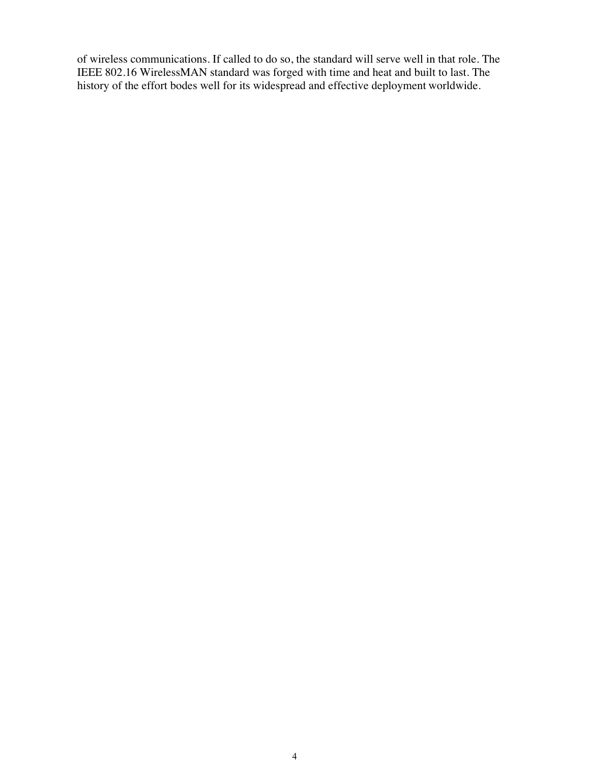of wireless communications. If called to do so, the standard will serve well in that role. The IEEE 802.16 WirelessMAN standard was forged with time and heat and built to last. The history of the effort bodes well for its widespread and effective deployment worldwide.